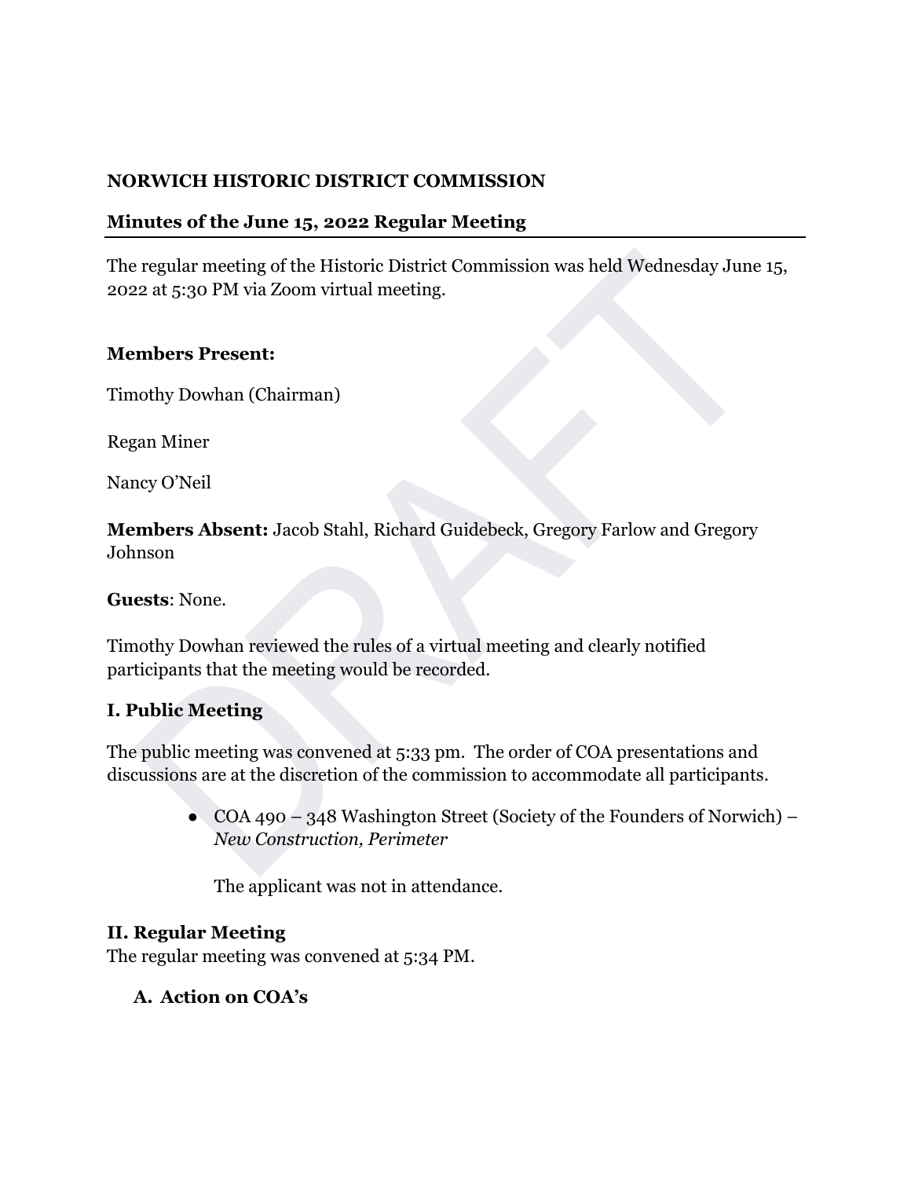**NORWICH HISTORIC DISTRICT COMMISSION**

**Minutes of the June 15, 2022 Regular Meeting**

The regular meeting of the Historic District Commission was held Wednesday June 15, 2022 at 5:30 PM via Zoom virtual meeting.

**Members Present:**

Timothy Dowhan (Chairman)

Regan Miner

Nancy O'Neil

**Members Absent:** Jacob Stahl, Richard Guidebeck, Gregory Farlow and Gregory Johnson

**Guests**: None.

Timothy Dowhan reviewed the rules of a virtual meeting and clearly notified participants that the meeting would be recorded.

## I. Public Meeting

The public meeting was convened at 5:33 pm. The order of COA presentations and discussions are at the discretion of the commission to accommodate all participants.

- COA 490 – 348 Washington Street (Society of the Founders of Norwich) – *New Construction, Perimeter*

  The applicant was not in attendance.

## II. Regular Meeting

The regular meeting was convened at 5:34 PM.

### A. Action on COA's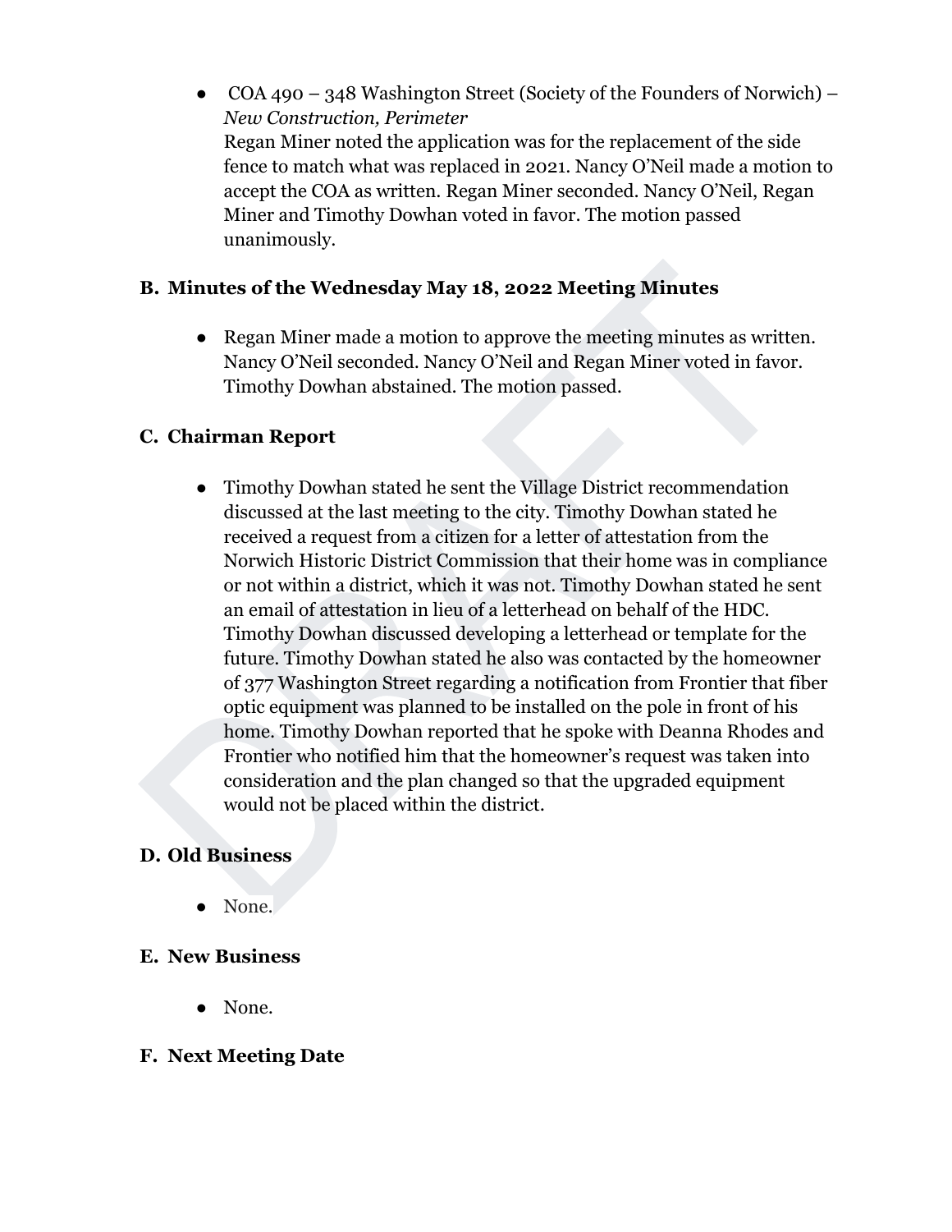- COA 490 – 348 Washington Street (Society of the Founders of Norwich) – *New Construction, Perimeter*
  Regan Miner noted the application was for the replacement of the side fence to match what was replaced in 2021. Nancy O'Neil made a motion to accept the COA as written. Regan Miner seconded. Nancy O'Neil, Regan Miner and Timothy Dowhan voted in favor. The motion passed unanimously.

## B. Minutes of the Wednesday May 18, 2022 Meeting Minutes

- Regan Miner made a motion to approve the meeting minutes as written. Nancy O'Neil seconded. Nancy O'Neil and Regan Miner voted in favor. Timothy Dowhan abstained. The motion passed.

## C. Chairman Report

- Timothy Dowhan stated he sent the Village District recommendation discussed at the last meeting to the city. Timothy Dowhan stated he received a request from a citizen for a letter of attestation from the Norwich Historic District Commission that their home was in compliance or not within a district, which it was not. Timothy Dowhan stated he sent an email of attestation in lieu of a letterhead on behalf of the HDC. Timothy Dowhan discussed developing a letterhead or template for the future. Timothy Dowhan stated he also was contacted by the homeowner of 377 Washington Street regarding a notification from Frontier that fiber optic equipment was planned to be installed on the pole in front of his home. Timothy Dowhan reported that he spoke with Deanna Rhodes and Frontier who notified him that the homeowner's request was taken into consideration and the plan changed so that the upgraded equipment would not be placed within the district.

## D. Old Business

- None.

## E. New Business

- None.

## F. Next Meeting Date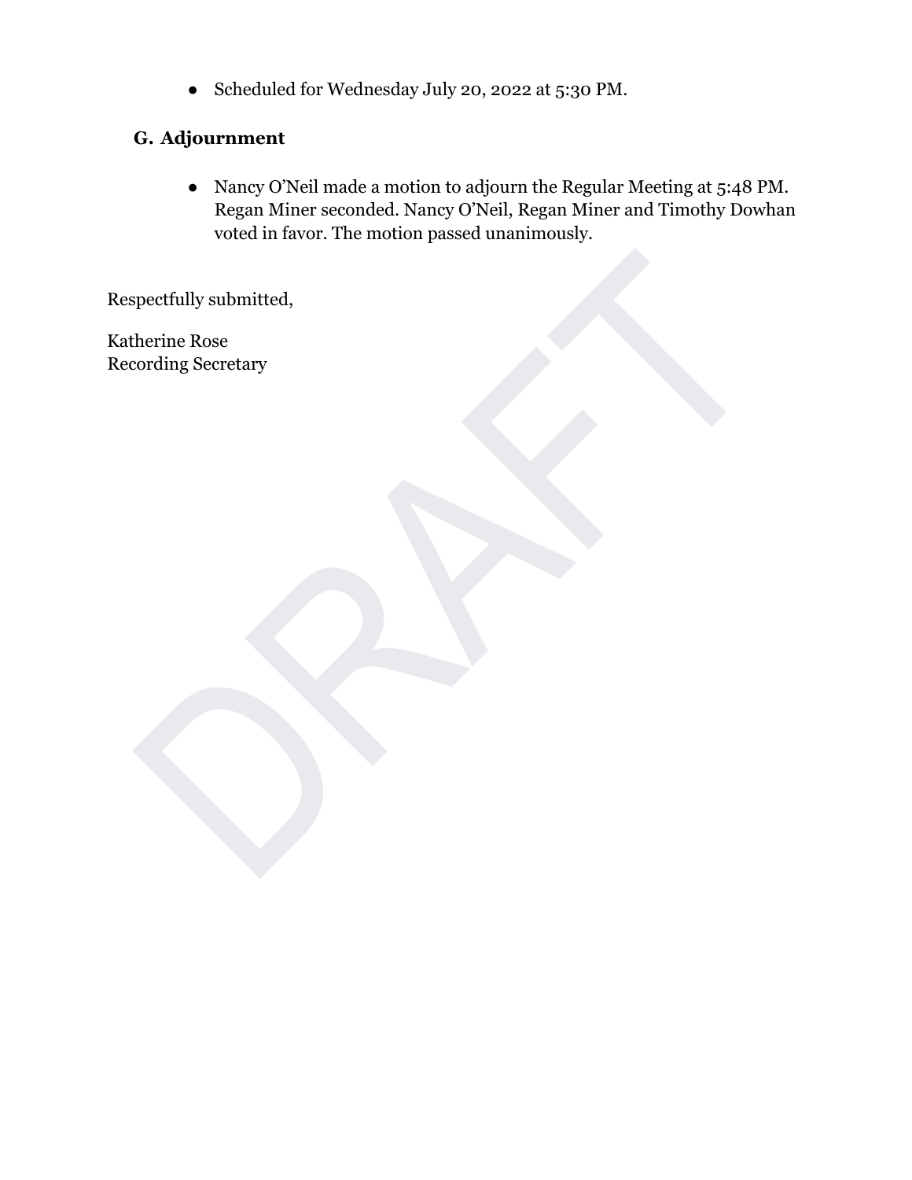- Scheduled for Wednesday July 20, 2022 at 5:30 PM.

## G. Adjournment

- Nancy O'Neil made a motion to adjourn the Regular Meeting at 5:48 PM. Regan Miner seconded. Nancy O'Neil, Regan Miner and Timothy Dowhan voted in favor. The motion passed unanimously.

Respectfully submitted,

Katherine Rose
Recording Secretary